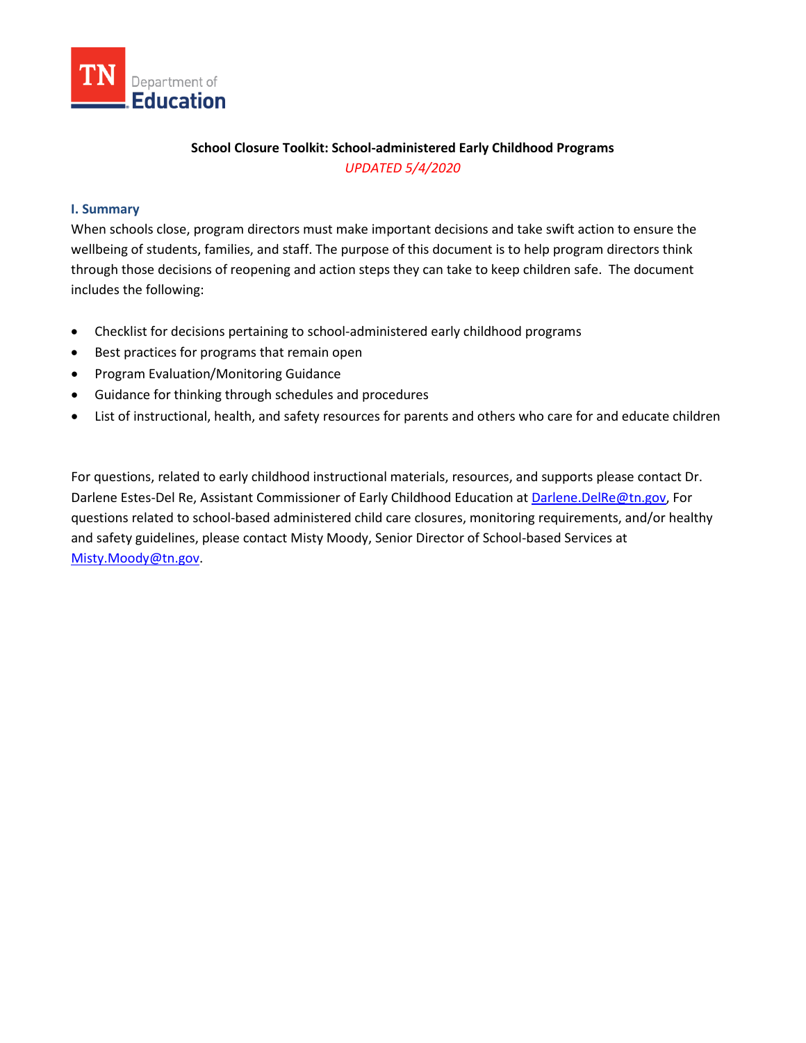TN Department of Education

**School Closure Toolkit: School-administered Early Childhood Programs**

*UPDATED 5/4/2020*

## I. Summary

When schools close, program directors must make important decisions and take swift action to ensure the wellbeing of students, families, and staff. The purpose of this document is to help program directors think through those decisions of reopening and action steps they can take to keep children safe. The document includes the following:

- Checklist for decisions pertaining to school-administered early childhood programs
- Best practices for programs that remain open
- Program Evaluation/Monitoring Guidance
- Guidance for thinking through schedules and procedures
- List of instructional, health, and safety resources for parents and others who care for and educate children

For questions, related to early childhood instructional materials, resources, and supports please contact Dr. Darlene Estes-Del Re, Assistant Commissioner of Early Childhood Education at Darlene.DelRe@tn.gov, For questions related to school-based administered child care closures, monitoring requirements, and/or healthy and safety guidelines, please contact Misty Moody, Senior Director of School-based Services at Misty.Moody@tn.gov.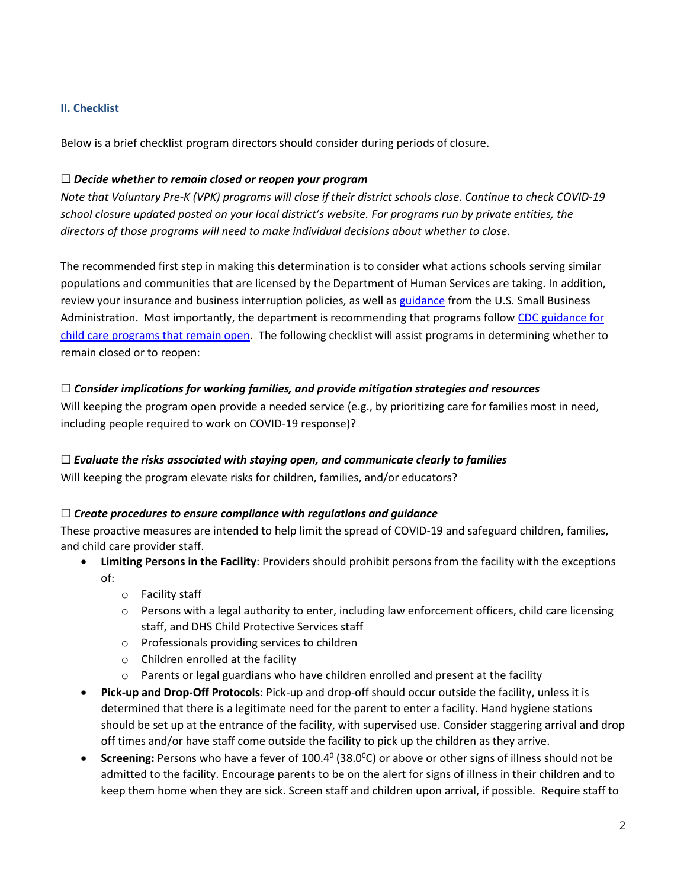## II. Checklist

Below is a brief checklist program directors should consider during periods of closure.

☐ ***Decide whether to remain closed or reopen your program***

*Note that Voluntary Pre-K (VPK) programs will close if their district schools close. Continue to check COVID-19 school closure updated posted on your local district's website. For programs run by private entities, the directors of those programs will need to make individual decisions about whether to close.*

The recommended first step in making this determination is to consider what actions schools serving similar populations and communities that are licensed by the Department of Human Services are taking. In addition, review your insurance and business interruption policies, as well as guidance from the U.S. Small Business Administration. Most importantly, the department is recommending that programs follow CDC guidance for child care programs that remain open. The following checklist will assist programs in determining whether to remain closed or to reopen:

☐ ***Consider implications for working families, and provide mitigation strategies and resources***

Will keeping the program open provide a needed service (e.g., by prioritizing care for families most in need, including people required to work on COVID-19 response)?

☐ ***Evaluate the risks associated with staying open, and communicate clearly to families***

Will keeping the program elevate risks for children, families, and/or educators?

☐ ***Create procedures to ensure compliance with regulations and guidance***

These proactive measures are intended to help limit the spread of COVID-19 and safeguard children, families, and child care provider staff.

- **Limiting Persons in the Facility**: Providers should prohibit persons from the facility with the exceptions of:
  - Facility staff
  - Persons with a legal authority to enter, including law enforcement officers, child care licensing staff, and DHS Child Protective Services staff
  - Professionals providing services to children
  - Children enrolled at the facility
  - Parents or legal guardians who have children enrolled and present at the facility
- **Pick-up and Drop-Off Protocols**: Pick-up and drop-off should occur outside the facility, unless it is determined that there is a legitimate need for the parent to enter a facility. Hand hygiene stations should be set up at the entrance of the facility, with supervised use. Consider staggering arrival and drop off times and/or have staff come outside the facility to pick up the children as they arrive.
- **Screening:** Persons who have a fever of $100.4^0$ ($38.0^0$C) or above or other signs of illness should not be admitted to the facility. Encourage parents to be on the alert for signs of illness in their children and to keep them home when they are sick. Screen staff and children upon arrival, if possible. Require staff to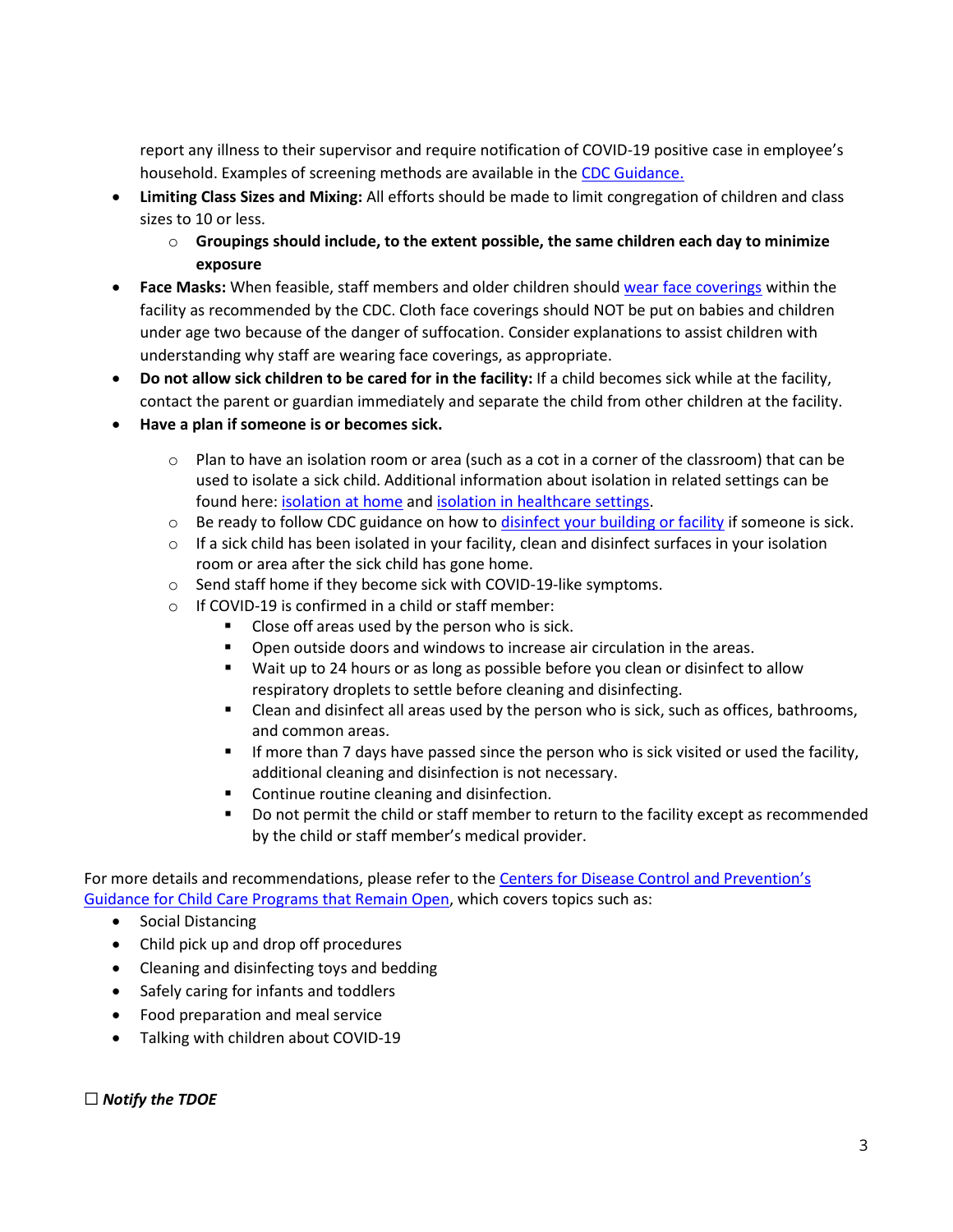report any illness to their supervisor and require notification of COVID-19 positive case in employee's household. Examples of screening methods are available in the [CDC Guidance.]

- **Limiting Class Sizes and Mixing:** All efforts should be made to limit congregation of children and class sizes to 10 or less.
  - **Groupings should include, to the extent possible, the same children each day to minimize exposure**
- **Face Masks:** When feasible, staff members and older children should wear face coverings within the facility as recommended by the CDC. Cloth face coverings should NOT be put on babies and children under age two because of the danger of suffocation. Consider explanations to assist children with understanding why staff are wearing face coverings, as appropriate.
- **Do not allow sick children to be cared for in the facility:** If a child becomes sick while at the facility, contact the parent or guardian immediately and separate the child from other children at the facility.
- **Have a plan if someone is or becomes sick.**
  - Plan to have an isolation room or area (such as a cot in a corner of the classroom) that can be used to isolate a sick child. Additional information about isolation in related settings can be found here: isolation at home and isolation in healthcare settings.
  - Be ready to follow CDC guidance on how to disinfect your building or facility if someone is sick.
  - If a sick child has been isolated in your facility, clean and disinfect surfaces in your isolation room or area after the sick child has gone home.
  - Send staff home if they become sick with COVID-19-like symptoms.
  - If COVID-19 is confirmed in a child or staff member:
    - Close off areas used by the person who is sick.
    - Open outside doors and windows to increase air circulation in the areas.
    - Wait up to 24 hours or as long as possible before you clean or disinfect to allow respiratory droplets to settle before cleaning and disinfecting.
    - Clean and disinfect all areas used by the person who is sick, such as offices, bathrooms, and common areas.
    - If more than 7 days have passed since the person who is sick visited or used the facility, additional cleaning and disinfection is not necessary.
    - Continue routine cleaning and disinfection.
    - Do not permit the child or staff member to return to the facility except as recommended by the child or staff member's medical provider.

For more details and recommendations, please refer to the Centers for Disease Control and Prevention's Guidance for Child Care Programs that Remain Open, which covers topics such as:

- Social Distancing
- Child pick up and drop off procedures
- Cleaning and disinfecting toys and bedding
- Safely caring for infants and toddlers
- Food preparation and meal service
- Talking with children about COVID-19

☐ ***Notify the TDOE***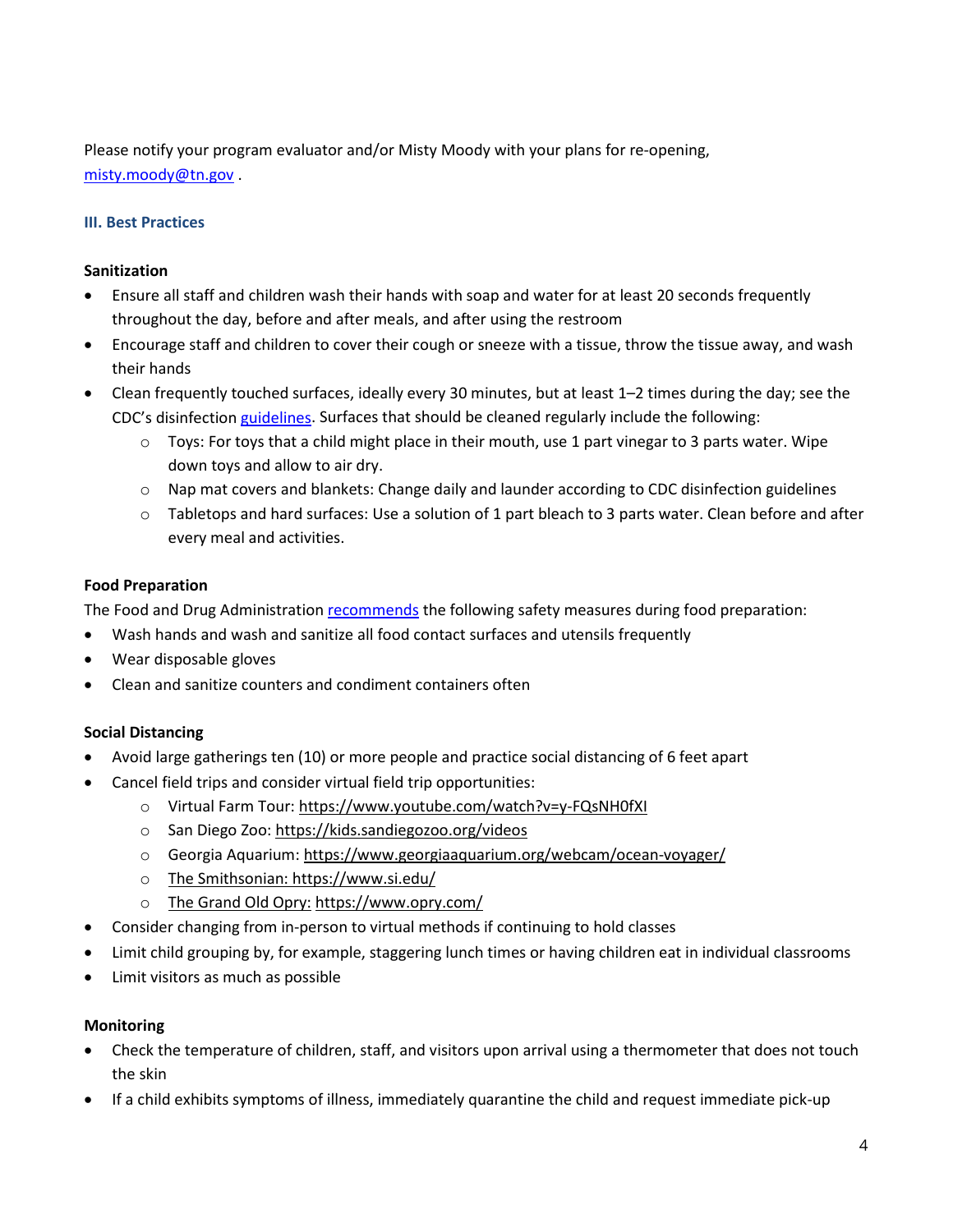Please notify your program evaluator and/or Misty Moody with your plans for re-opening, [misty.moody@tn.gov](mailto:misty.moody@tn.gov) .

### III. Best Practices

**Sanitization**

- Ensure all staff and children wash their hands with soap and water for at least 20 seconds frequently throughout the day, before and after meals, and after using the restroom
- Encourage staff and children to cover their cough or sneeze with a tissue, throw the tissue away, and wash their hands
- Clean frequently touched surfaces, ideally every 30 minutes, but at least 1–2 times during the day; see the CDC's disinfection guidelines. Surfaces that should be cleaned regularly include the following:
  - Toys: For toys that a child might place in their mouth, use 1 part vinegar to 3 parts water. Wipe down toys and allow to air dry.
  - Nap mat covers and blankets: Change daily and launder according to CDC disinfection guidelines
  - Tabletops and hard surfaces: Use a solution of 1 part bleach to 3 parts water. Clean before and after every meal and activities.

**Food Preparation**

The Food and Drug Administration recommends the following safety measures during food preparation:

- Wash hands and wash and sanitize all food contact surfaces and utensils frequently
- Wear disposable gloves
- Clean and sanitize counters and condiment containers often

**Social Distancing**

- Avoid large gatherings ten (10) or more people and practice social distancing of 6 feet apart
- Cancel field trips and consider virtual field trip opportunities:
  - Virtual Farm Tour: https://www.youtube.com/watch?v=y-FQsNH0fXI
  - San Diego Zoo: https://kids.sandiegozoo.org/videos
  - Georgia Aquarium: https://www.georgiaaquarium.org/webcam/ocean-voyager/
  - The Smithsonian: https://www.si.edu/
  - The Grand Old Opry: https://www.opry.com/
- Consider changing from in-person to virtual methods if continuing to hold classes
- Limit child grouping by, for example, staggering lunch times or having children eat in individual classrooms
- Limit visitors as much as possible

**Monitoring**

- Check the temperature of children, staff, and visitors upon arrival using a thermometer that does not touch the skin
- If a child exhibits symptoms of illness, immediately quarantine the child and request immediate pick-up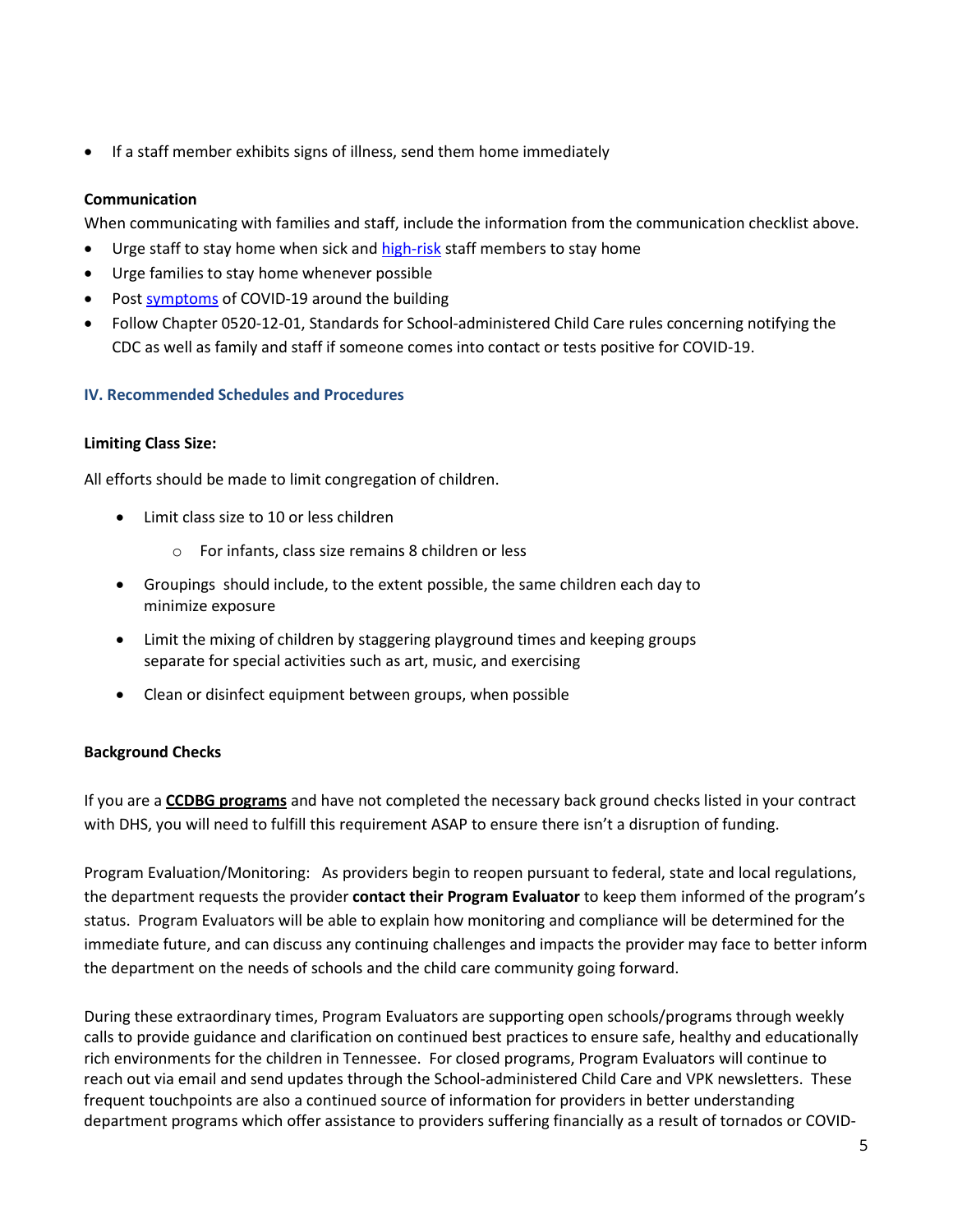- If a staff member exhibits signs of illness, send them home immediately

**Communication**

When communicating with families and staff, include the information from the communication checklist above.

- Urge staff to stay home when sick and high-risk staff members to stay home
- Urge families to stay home whenever possible
- Post symptoms of COVID-19 around the building
- Follow Chapter 0520-12-01, Standards for School-administered Child Care rules concerning notifying the CDC as well as family and staff if someone comes into contact or tests positive for COVID-19.

## IV. Recommended Schedules and Procedures

**Limiting Class Size:**

All efforts should be made to limit congregation of children.

- Limit class size to 10 or less children
  - For infants, class size remains 8 children or less
- Groupings should include, to the extent possible, the same children each day to minimize exposure
- Limit the mixing of children by staggering playground times and keeping groups separate for special activities such as art, music, and exercising
- Clean or disinfect equipment between groups, when possible

**Background Checks**

If you are a **CCDBG programs** and have not completed the necessary back ground checks listed in your contract with DHS, you will need to fulfill this requirement ASAP to ensure there isn't a disruption of funding.

Program Evaluation/Monitoring: As providers begin to reopen pursuant to federal, state and local regulations, the department requests the provider **contact their Program Evaluator** to keep them informed of the program's status. Program Evaluators will be able to explain how monitoring and compliance will be determined for the immediate future, and can discuss any continuing challenges and impacts the provider may face to better inform the department on the needs of schools and the child care community going forward.

During these extraordinary times, Program Evaluators are supporting open schools/programs through weekly calls to provide guidance and clarification on continued best practices to ensure safe, healthy and educationally rich environments for the children in Tennessee. For closed programs, Program Evaluators will continue to reach out via email and send updates through the School-administered Child Care and VPK newsletters. These frequent touchpoints are also a continued source of information for providers in better understanding department programs which offer assistance to providers suffering financially as a result of tornados or COVID-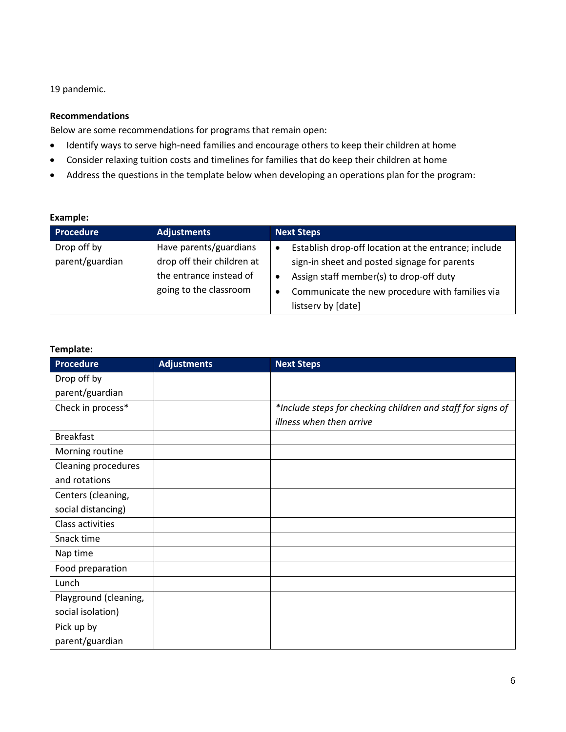19 pandemic.

**Recommendations**

Below are some recommendations for programs that remain open:

- Identify ways to serve high-need families and encourage others to keep their children at home
- Consider relaxing tuition costs and timelines for families that do keep their children at home
- Address the questions in the template below when developing an operations plan for the program:

**Example:**

| Procedure | Adjustments | Next Steps |
|---|---|---|
| Drop off by parent/guardian | Have parents/guardians drop off their children at the entrance instead of going to the classroom | • Establish drop-off location at the entrance; include sign-in sheet and posted signage for parents<br>• Assign staff member(s) to drop-off duty<br>• Communicate the new procedure with families via listserv by [date] |

**Template:**

| Procedure | Adjustments | Next Steps |
|---|---|---|
| Drop off by parent/guardian | | |
| Check in process* | | *\*Include steps for checking children and staff for signs of illness when then arrive* |
| Breakfast | | |
| Morning routine | | |
| Cleaning procedures and rotations | | |
| Centers (cleaning, social distancing) | | |
| Class activities | | |
| Snack time | | |
| Nap time | | |
| Food preparation | | |
| Lunch | | |
| Playground (cleaning, social isolation) | | |
| Pick up by parent/guardian | | |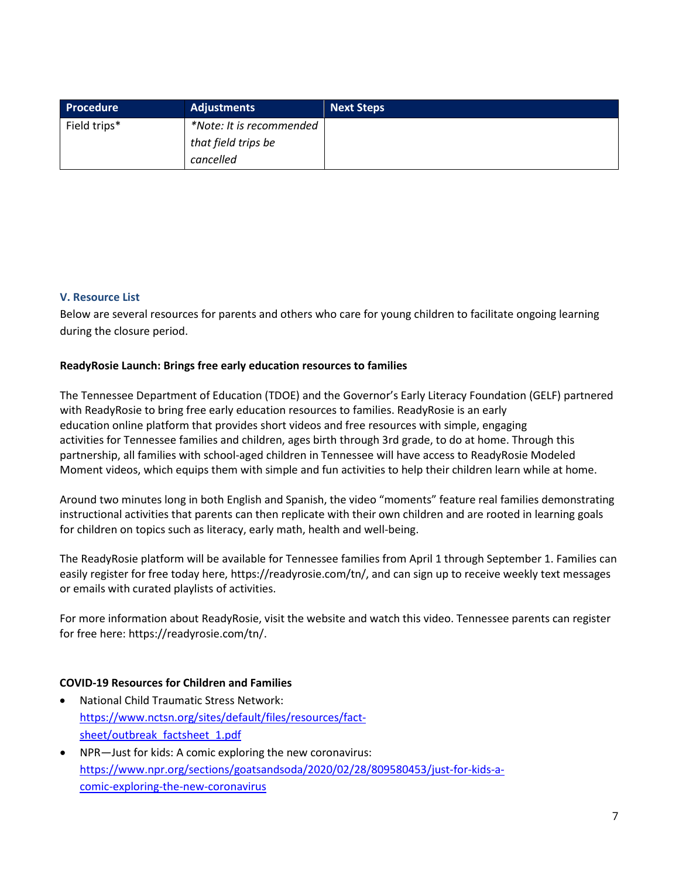| Procedure | Adjustments | Next Steps |
|---|---|---|
| Field trips* | *\*Note: It is recommended that field trips be cancelled* | |

### V. Resource List

Below are several resources for parents and others who care for young children to facilitate ongoing learning during the closure period.

**ReadyRosie Launch: Brings free early education resources to families**

The Tennessee Department of Education (TDOE) and the Governor's Early Literacy Foundation (GELF) partnered with ReadyRosie to bring free early education resources to families. ReadyRosie is an early education online platform that provides short videos and free resources with simple, engaging activities for Tennessee families and children, ages birth through 3rd grade, to do at home. Through this partnership, all families with school-aged children in Tennessee will have access to ReadyRosie Modeled Moment videos, which equips them with simple and fun activities to help their children learn while at home.

Around two minutes long in both English and Spanish, the video "moments" feature real families demonstrating instructional activities that parents can then replicate with their own children and are rooted in learning goals for children on topics such as literacy, early math, health and well-being.

The ReadyRosie platform will be available for Tennessee families from April 1 through September 1. Families can easily register for free today here, https://readyrosie.com/tn/, and can sign up to receive weekly text messages or emails with curated playlists of activities.

For more information about ReadyRosie, visit the website and watch this video. Tennessee parents can register for free here: https://readyrosie.com/tn/.

**COVID-19 Resources for Children and Families**

- National Child Traumatic Stress Network: [https://www.nctsn.org/sites/default/files/resources/fact-sheet/outbreak_factsheet_1.pdf](https://www.nctsn.org/sites/default/files/resources/fact-sheet/outbreak_factsheet_1.pdf)
- NPR—Just for kids: A comic exploring the new coronavirus: [https://www.npr.org/sections/goatsandsoda/2020/02/28/809580453/just-for-kids-a-comic-exploring-the-new-coronavirus](https://www.npr.org/sections/goatsandsoda/2020/02/28/809580453/just-for-kids-a-comic-exploring-the-new-coronavirus)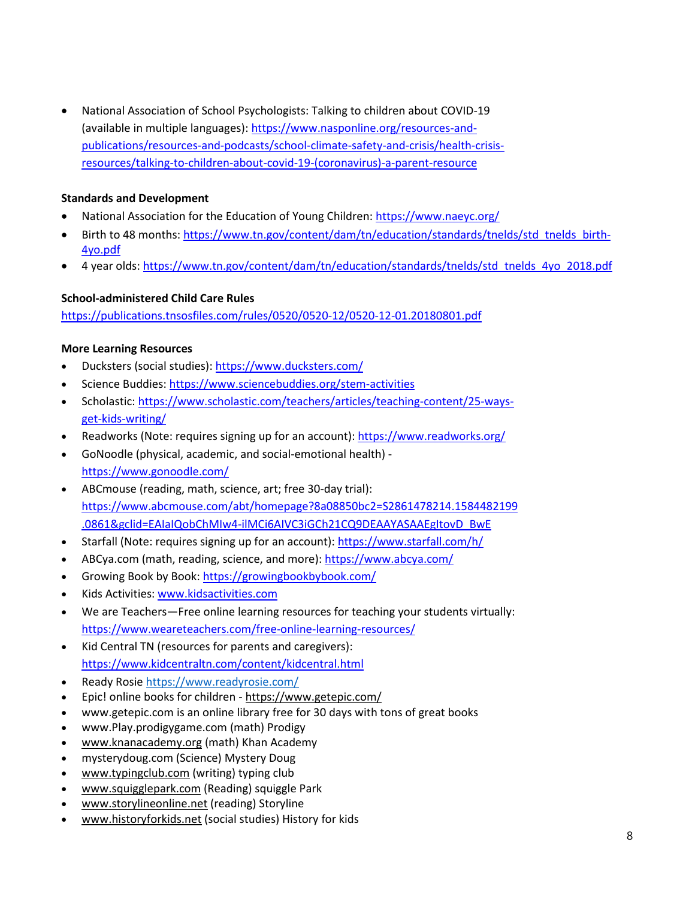- National Association of School Psychologists: Talking to children about COVID-19 (available in multiple languages): https://www.nasponline.org/resources-and-publications/resources-and-podcasts/school-climate-safety-and-crisis/health-crisis-resources/talking-to-children-about-covid-19-(coronavirus)-a-parent-resource

**Standards and Development**

- National Association for the Education of Young Children: https://www.naeyc.org/
- Birth to 48 months: https://www.tn.gov/content/dam/tn/education/standards/tnelds/std_tnelds_birth-4yo.pdf
- 4 year olds: https://www.tn.gov/content/dam/tn/education/standards/tnelds/std_tnelds_4yo_2018.pdf

**School-administered Child Care Rules**

https://publications.tnsosfiles.com/rules/0520/0520-12/0520-12-01.20180801.pdf

**More Learning Resources**

- Ducksters (social studies): https://www.ducksters.com/
- Science Buddies: https://www.sciencebuddies.org/stem-activities
- Scholastic: https://www.scholastic.com/teachers/articles/teaching-content/25-ways-get-kids-writing/
- Readworks (Note: requires signing up for an account): https://www.readworks.org/
- GoNoodle (physical, academic, and social-emotional health) - https://www.gonoodle.com/
- ABCmouse (reading, math, science, art; free 30-day trial): https://www.abcmouse.com/abt/homepage?8a08850bc2=S2861478214.1584482199.0861&gclid=EAIaIQobChMIw4-ilMCi6AIVC3iGCh21CQ9DEAAYASAAEgltovD_BwE
- Starfall (Note: requires signing up for an account): https://www.starfall.com/h/
- ABCya.com (math, reading, science, and more): https://www.abcya.com/
- Growing Book by Book: https://growingbookbybook.com/
- Kids Activities: www.kidsactivities.com
- We are Teachers—Free online learning resources for teaching your students virtually: https://www.weareteachers.com/free-online-learning-resources/
- Kid Central TN (resources for parents and caregivers): https://www.kidcentraltn.com/content/kidcentral.html
- Ready Rosie https://www.readyrosie.com/
- Epic! online books for children - https://www.getepic.com/
- www.getepic.com is an online library free for 30 days with tons of great books
- www.Play.prodigygame.com (math) Prodigy
- www.knanacademy.org (math) Khan Academy
- mysterydoug.com (Science) Mystery Doug
- www.typingclub.com (writing) typing club
- www.squigglepark.com (Reading) squiggle Park
- www.storylineonline.net (reading) Storyline
- www.historyforkids.net (social studies) History for kids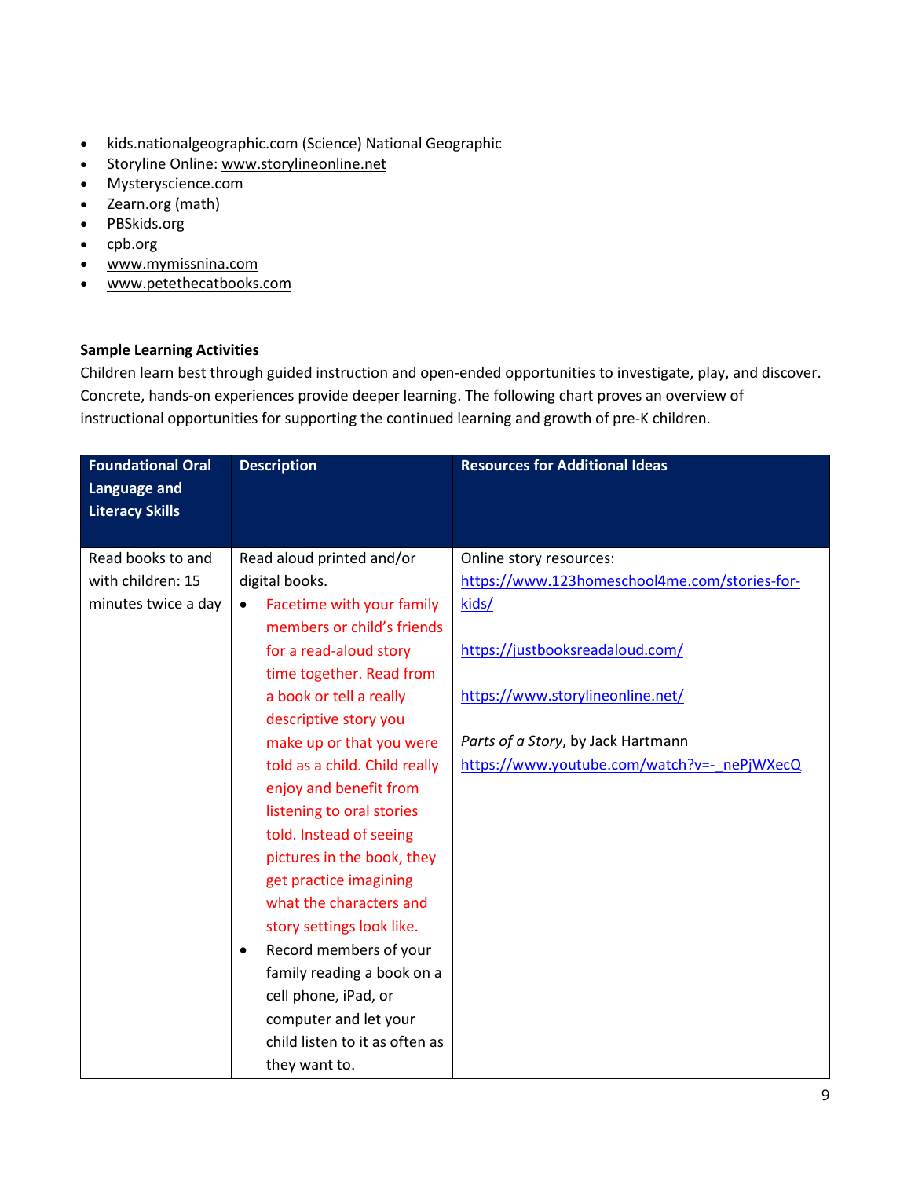- kids.nationalgeographic.com (Science) National Geographic
- Storyline Online: www.storylineonline.net
- Mysteryscience.com
- Zearn.org (math)
- PBSkids.org
- cpb.org
- www.mymissnina.com
- www.petethecatbooks.com

**Sample Learning Activities**

Children learn best through guided instruction and open-ended opportunities to investigate, play, and discover. Concrete, hands-on experiences provide deeper learning. The following chart proves an overview of instructional opportunities for supporting the continued learning and growth of pre-K children.

| Foundational Oral Language and Literacy Skills | Description | Resources for Additional Ideas |
|---|---|---|
| Read books to and with children: 15 minutes twice a day | Read aloud printed and/or digital books.<br>• Facetime with your family members or child's friends for a read-aloud story time together. Read from a book or tell a really descriptive story you make up or that you were told as a child. Child really enjoy and benefit from listening to oral stories told. Instead of seeing pictures in the book, they get practice imagining what the characters and story settings look like.<br>• Record members of your family reading a book on a cell phone, iPad, or computer and let your child listen to it as often as they want to. | Online story resources:<br>https://www.123homeschool4me.com/stories-for-kids/<br><br>https://justbooksreadaloud.com/<br><br>https://www.storylineonline.net/<br><br>*Parts of a Story*, by Jack Hartmann<br>https://www.youtube.com/watch?v=-_nePjWXecQ |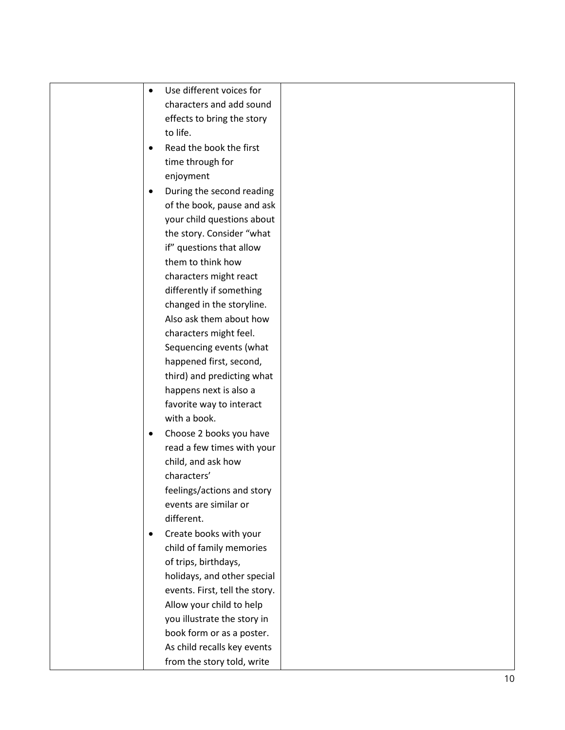| | | |
|---|---|---|
| | <ul><li>Use different voices for characters and add sound effects to bring the story to life.</li><li>Read the book the first time through for enjoyment</li><li>During the second reading of the book, pause and ask your child questions about the story. Consider "what if" questions that allow them to think how characters might react differently if something changed in the storyline. Also ask them about how characters might feel. Sequencing events (what happened first, second, third) and predicting what happens next is also a favorite way to interact with a book.</li><li>Choose 2 books you have read a few times with your child, and ask how characters' feelings/actions and story events are similar or different.</li><li>Create books with your child of family memories of trips, birthdays, holidays, and other special events. First, tell the story. Allow your child to help you illustrate the story in book form or as a poster. As child recalls key events from the story told, write</li></ul> | |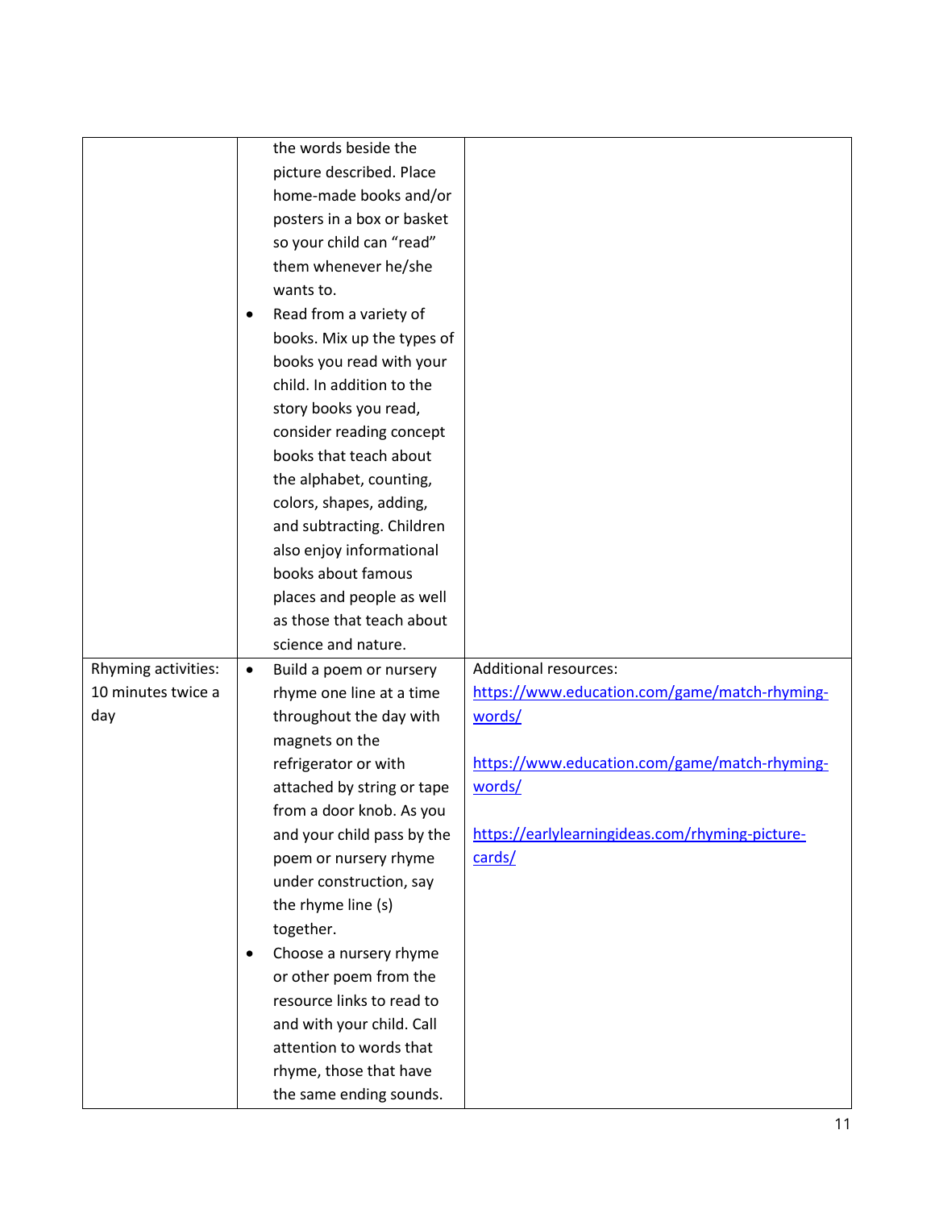| | | |
|---|---|---|
| | the words beside the picture described. Place home-made books and/or posters in a box or basket so your child can "read" them whenever he/she wants to.<br>• Read from a variety of books. Mix up the types of books you read with your child. In addition to the story books you read, consider reading concept books that teach about the alphabet, counting, colors, shapes, adding, and subtracting. Children also enjoy informational books about famous places and people as well as those that teach about science and nature. | |
| Rhyming activities: 10 minutes twice a day | • Build a poem or nursery rhyme one line at a time throughout the day with magnets on the refrigerator or with attached by string or tape from a door knob. As you and your child pass by the poem or nursery rhyme under construction, say the rhyme line (s) together.<br>• Choose a nursery rhyme or other poem from the resource links to read to and with your child. Call attention to words that rhyme, those that have the same ending sounds. | Additional resources:<br>https://www.education.com/game/match-rhyming-words/<br><br>https://www.education.com/game/match-rhyming-words/<br><br>https://earlylearningideas.com/rhyming-picture-cards/ |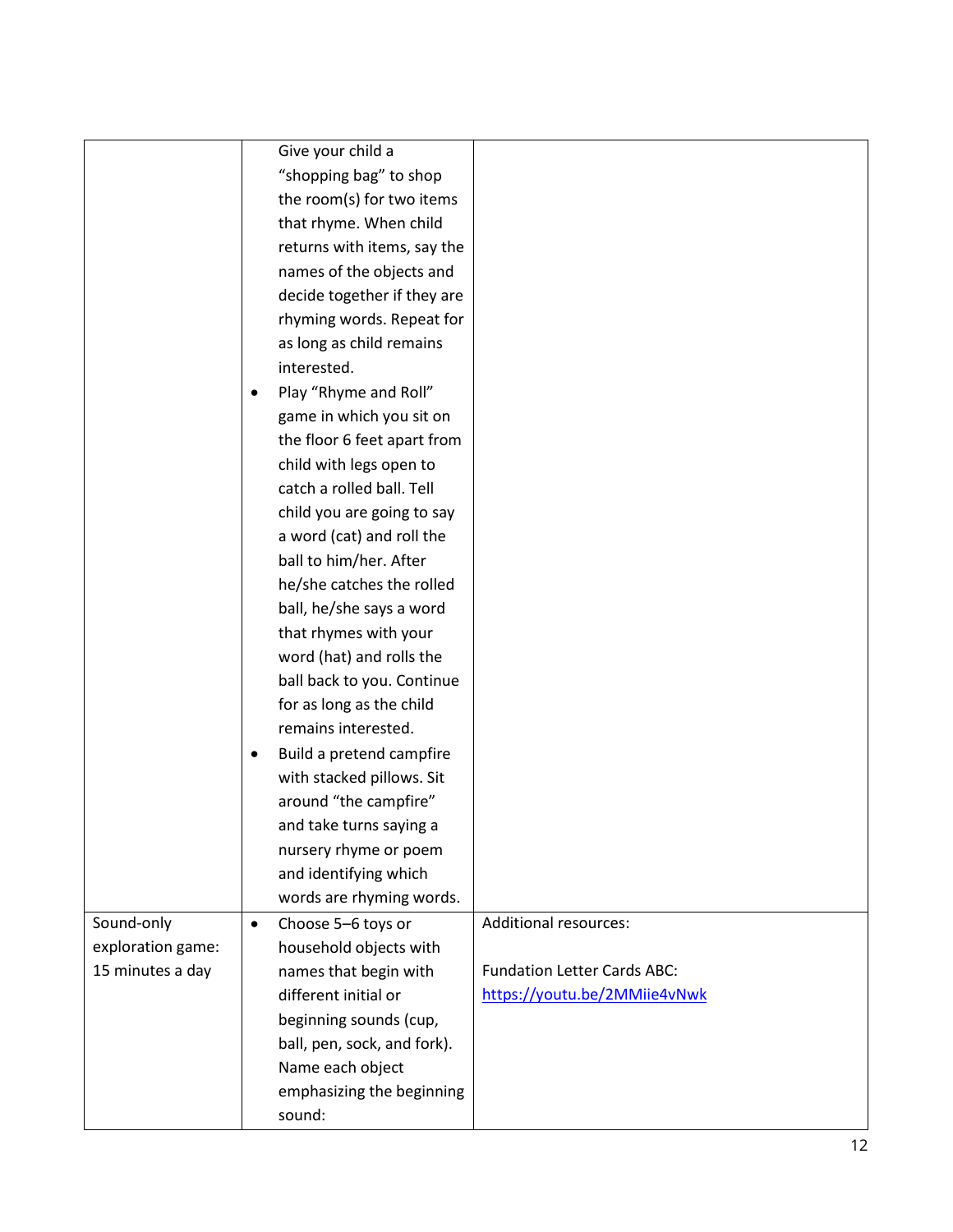| | | |
|---|---|---|
| | Give your child a "shopping bag" to shop the room(s) for two items that rhyme. When child returns with items, say the names of the objects and decide together if they are rhyming words. Repeat for as long as child remains interested.<br>• Play "Rhyme and Roll" game in which you sit on the floor 6 feet apart from child with legs open to catch a rolled ball. Tell child you are going to say a word (cat) and roll the ball to him/her. After he/she catches the rolled ball, he/she says a word that rhymes with your word (hat) and rolls the ball back to you. Continue for as long as the child remains interested.<br>• Build a pretend campfire with stacked pillows. Sit around "the campfire" and take turns saying a nursery rhyme or poem and identifying which words are rhyming words. | |
| Sound-only exploration game: 15 minutes a day | • Choose 5–6 toys or household objects with names that begin with different initial or beginning sounds (cup, ball, pen, sock, and fork). Name each object emphasizing the beginning sound: | Additional resources:<br><br>Fundation Letter Cards ABC: [https://youtu.be/2MMiie4vNwk](https://youtu.be/2MMiie4vNwk) |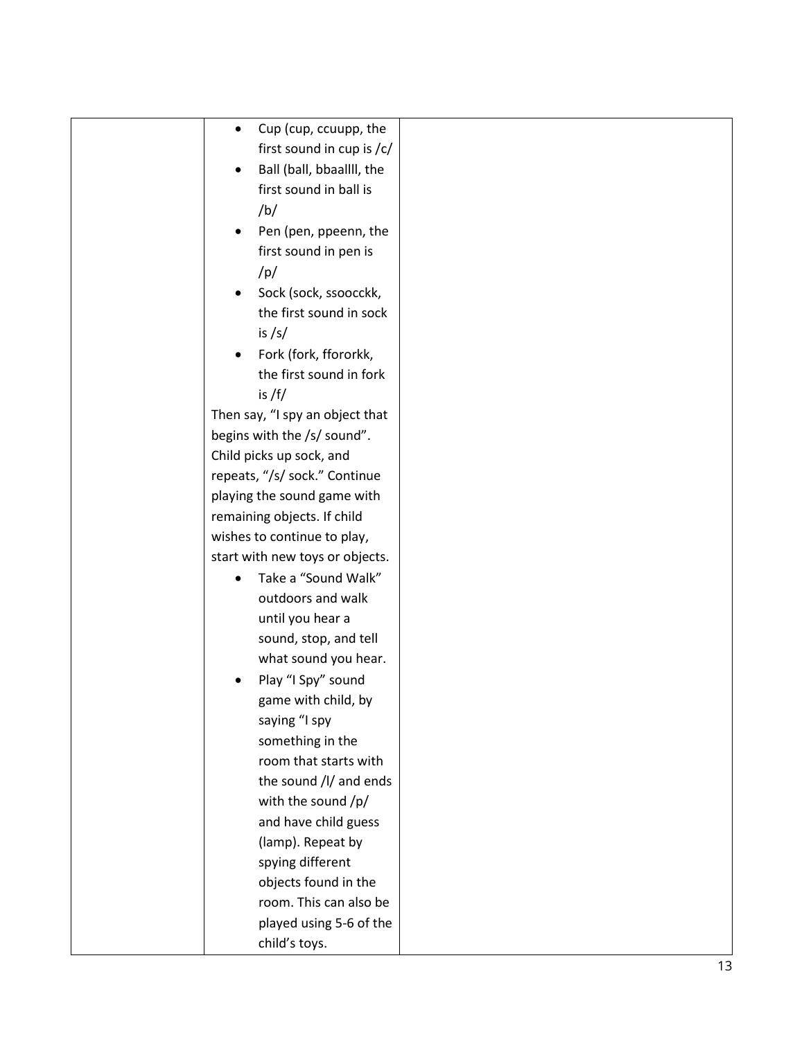| | | |
|---|---|---|
| | <ul><li>Cup (cup, ccuupp, the first sound in cup is /c/</li><li>Ball (ball, bbaallll, the first sound in ball is /b/</li><li>Pen (pen, ppeenn, the first sound in pen is /p/</li><li>Sock (sock, ssoocckk, the first sound in sock is /s/</li><li>Fork (fork, ffororkk, the first sound in fork is /f/</li></ul>Then say, "I spy an object that begins with the /s/ sound". Child picks up sock, and repeats, "/s/ sock." Continue playing the sound game with remaining objects. If child wishes to continue to play, start with new toys or objects.<ul><li>Take a "Sound Walk" outdoors and walk until you hear a sound, stop, and tell what sound you hear.</li><li>Play "I Spy" sound game with child, by saying "I spy something in the room that starts with the sound /l/ and ends with the sound /p/ and have child guess (lamp). Repeat by spying different objects found in the room. This can also be played using 5-6 of the child's toys.</li></ul> | |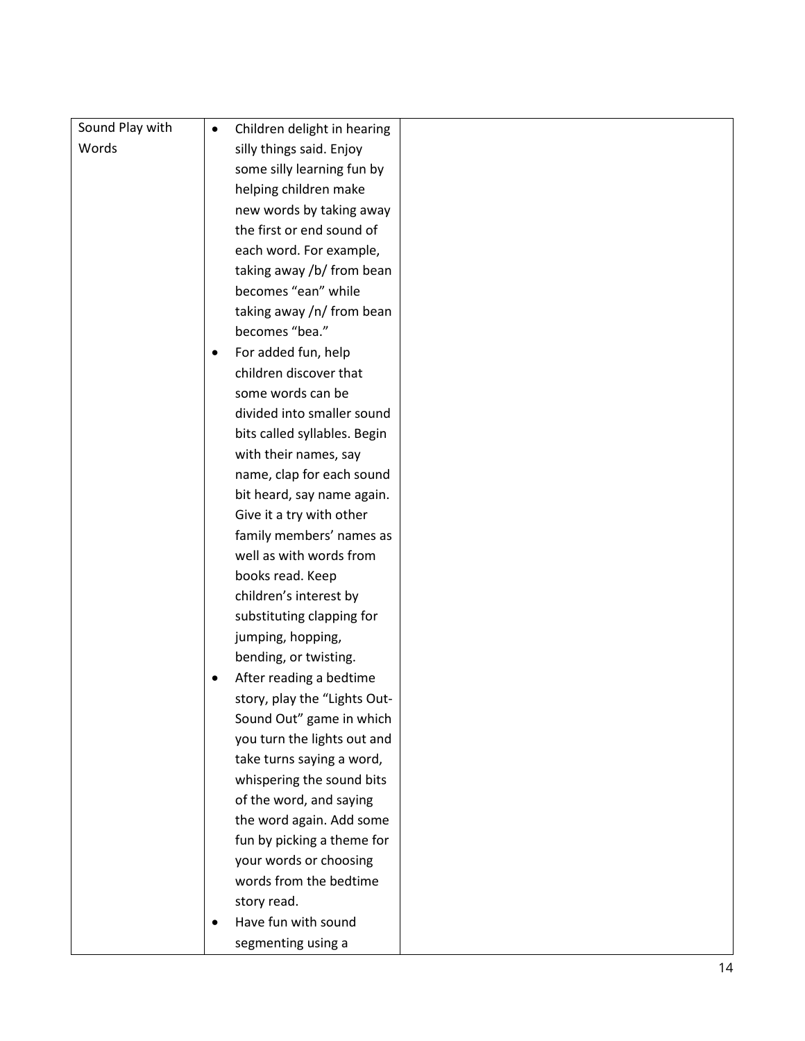| | | |
|---|---|---|
| Sound Play with Words | • Children delight in hearing silly things said. Enjoy some silly learning fun by helping children make new words by taking away the first or end sound of each word. For example, taking away /b/ from bean becomes "ean" while taking away /n/ from bean becomes "bea."<br>• For added fun, help children discover that some words can be divided into smaller sound bits called syllables. Begin with their names, say name, clap for each sound bit heard, say name again. Give it a try with other family members' names as well as with words from books read. Keep children's interest by substituting clapping for jumping, hopping, bending, or twisting.<br>• After reading a bedtime story, play the "Lights Out-Sound Out" game in which you turn the lights out and take turns saying a word, whispering the sound bits of the word, and saying the word again. Add some fun by picking a theme for your words or choosing words from the bedtime story read.<br>• Have fun with sound segmenting using a | |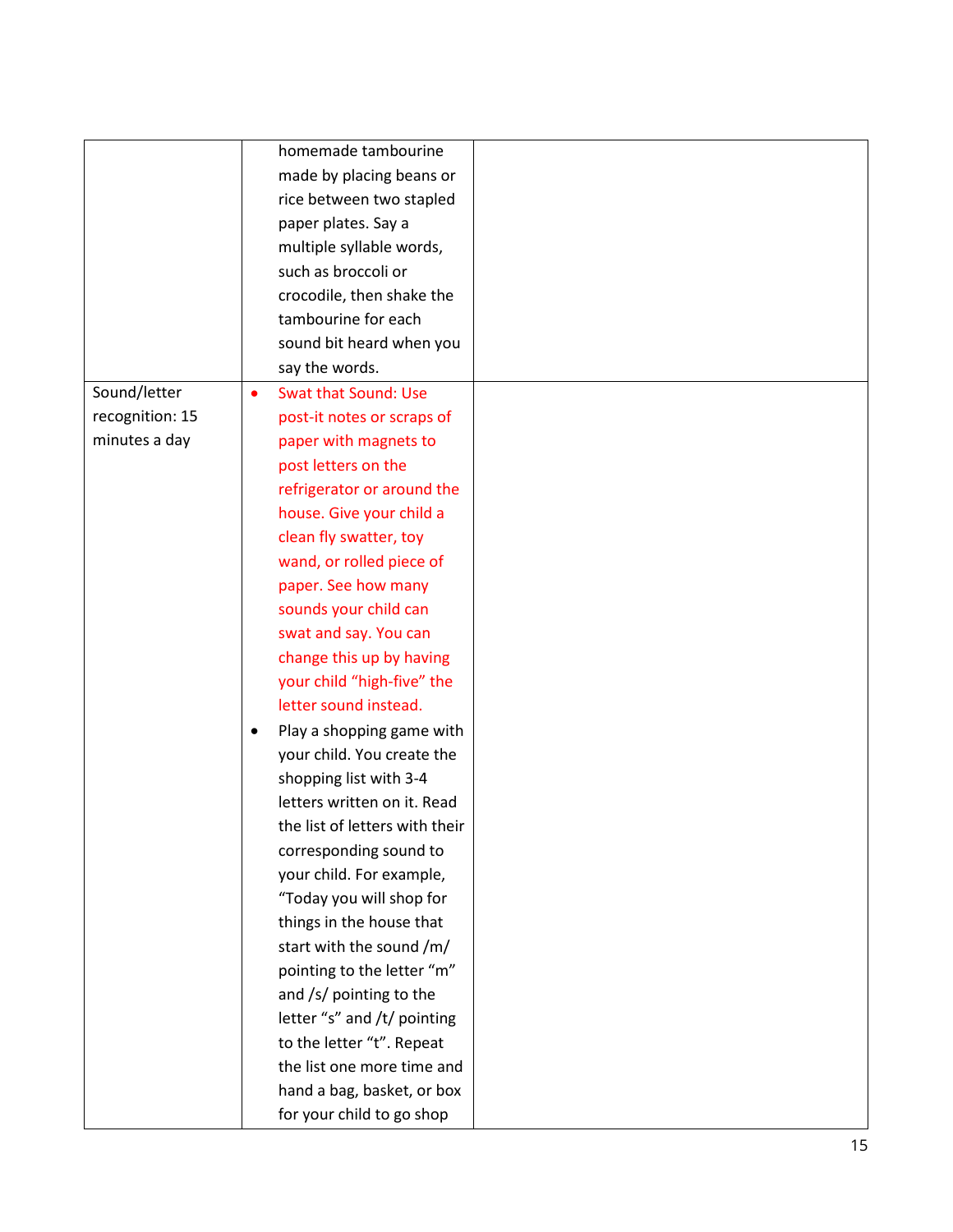| | | |
|---|---|---|
| | homemade tambourine made by placing beans or rice between two stapled paper plates. Say a multiple syllable words, such as broccoli or crocodile, then shake the tambourine for each sound bit heard when you say the words. | |
| Sound/letter recognition: 15 minutes a day | • Swat that Sound: Use post-it notes or scraps of paper with magnets to post letters on the refrigerator or around the house. Give your child a clean fly swatter, toy wand, or rolled piece of paper. See how many sounds your child can swat and say. You can change this up by having your child "high-five" the letter sound instead.<br>• Play a shopping game with your child. You create the shopping list with 3-4 letters written on it. Read the list of letters with their corresponding sound to your child. For example, "Today you will shop for things in the house that start with the sound /m/ pointing to the letter "m" and /s/ pointing to the letter "s" and /t/ pointing to the letter "t". Repeat the list one more time and hand a bag, basket, or box for your child to go shop | |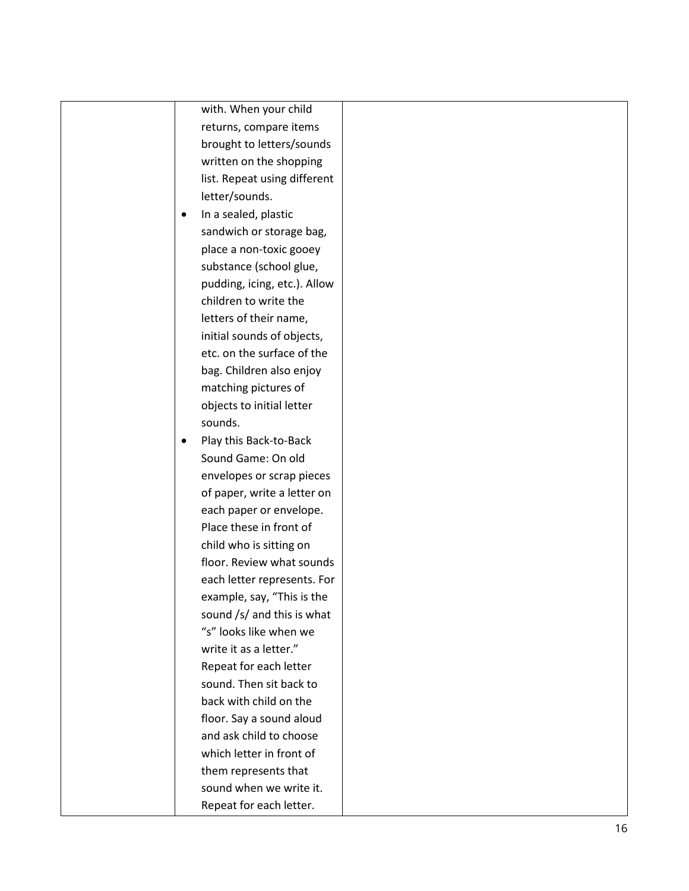| | | |
|---|---|---|
| | with. When your child returns, compare items brought to letters/sounds written on the shopping list. Repeat using different letter/sounds.<br>• In a sealed, plastic sandwich or storage bag, place a non-toxic gooey substance (school glue, pudding, icing, etc.). Allow children to write the letters of their name, initial sounds of objects, etc. on the surface of the bag. Children also enjoy matching pictures of objects to initial letter sounds.<br>• Play this Back-to-Back Sound Game: On old envelopes or scrap pieces of paper, write a letter on each paper or envelope. Place these in front of child who is sitting on floor. Review what sounds each letter represents. For example, say, "This is the sound /s/ and this is what "s" looks like when we write it as a letter." Repeat for each letter sound. Then sit back to back with child on the floor. Say a sound aloud and ask child to choose which letter in front of them represents that sound when we write it. Repeat for each letter. | |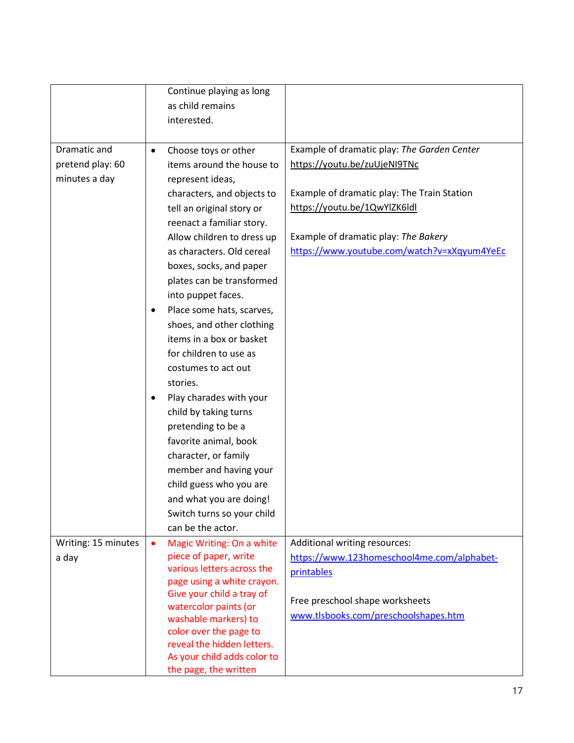| | | |
|---|---|---|
| | Continue playing as long as child remains interested. | |
| Dramatic and pretend play: 60 minutes a day | • Choose toys or other items around the house to represent ideas, characters, and objects to tell an original story or reenact a familiar story. Allow children to dress up as characters. Old cereal boxes, socks, and paper plates can be transformed into puppet faces.<br>• Place some hats, scarves, shoes, and other clothing items in a box or basket for children to use as costumes to act out stories.<br>• Play charades with your child by taking turns pretending to be a favorite animal, book character, or family member and having your child guess who you are and what you are doing! Switch turns so your child can be the actor. | Example of dramatic play: *The Garden Center* https://youtu.be/zuUjeNI9TNc<br><br>Example of dramatic play: The Train Station https://youtu.be/1QwYlZK6ldl<br><br>Example of dramatic play: *The Bakery* https://www.youtube.com/watch?v=xXqyum4YeEc |
| Writing: 15 minutes a day | • Magic Writing: On a white piece of paper, write various letters across the page using a white crayon. Give your child a tray of watercolor paints (or washable markers) to color over the page to reveal the hidden letters. As your child adds color to the page, the written | Additional writing resources: https://www.123homeschool4me.com/alphabet-printables<br><br>Free preschool shape worksheets www.tlsbooks.com/preschoolshapes.htm |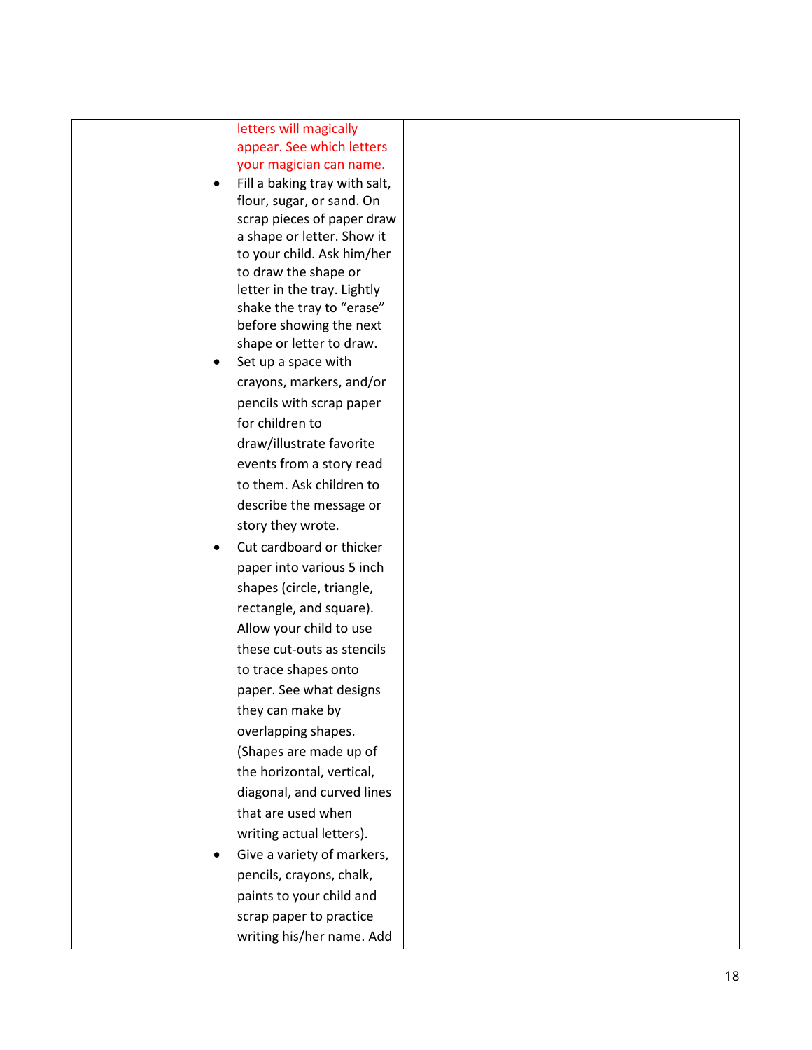| | | |
|---|---|---|
| | letters will magically appear. See which letters your magician can name.<br>• Fill a baking tray with salt, flour, sugar, or sand. On scrap pieces of paper draw a shape or letter. Show it to your child. Ask him/her to draw the shape or letter in the tray. Lightly shake the tray to "erase" before showing the next shape or letter to draw.<br>• Set up a space with crayons, markers, and/or pencils with scrap paper for children to draw/illustrate favorite events from a story read to them. Ask children to describe the message or story they wrote.<br>• Cut cardboard or thicker paper into various 5 inch shapes (circle, triangle, rectangle, and square). Allow your child to use these cut-outs as stencils to trace shapes onto paper. See what designs they can make by overlapping shapes. (Shapes are made up of the horizontal, vertical, diagonal, and curved lines that are used when writing actual letters).<br>• Give a variety of markers, pencils, crayons, chalk, paints to your child and scrap paper to practice writing his/her name. Add | |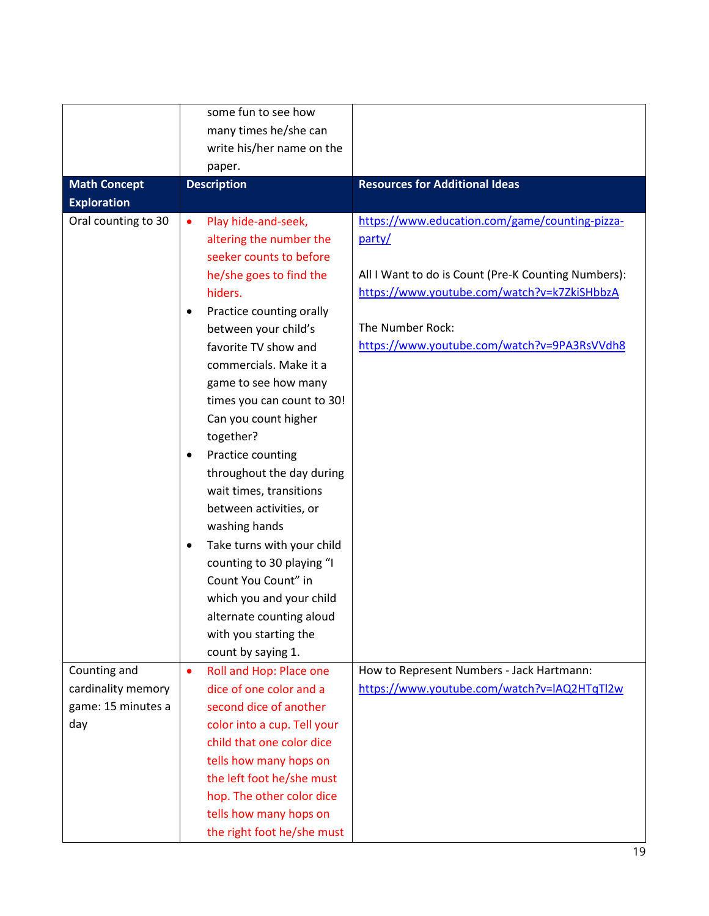| | | |
|---|---|---|
| | some fun to see how many times he/she can write his/her name on the paper. | |

| Math Concept Exploration | Description | Resources for Additional Ideas |
|---|---|---|
| Oral counting to 30 | • Play hide-and-seek, altering the number the seeker counts to before he/she goes to find the hiders.<br>• Practice counting orally between your child's favorite TV show and commercials. Make it a game to see how many times you can count to 30! Can you count higher together?<br>• Practice counting throughout the day during wait times, transitions between activities, or washing hands<br>• Take turns with your child counting to 30 playing "I Count You Count" in which you and your child alternate counting aloud with you starting the count by saying 1. | https://www.education.com/game/counting-pizza-party/<br><br>All I Want to do is Count (Pre-K Counting Numbers): https://www.youtube.com/watch?v=k7ZkiSHbbzA<br><br>The Number Rock: https://www.youtube.com/watch?v=9PA3RsVVdh8 |
| Counting and cardinality memory game: 15 minutes a day | • Roll and Hop: Place one dice of one color and a second dice of another color into a cup. Tell your child that one color dice tells how many hops on the left foot he/she must hop. The other color dice tells how many hops on the right foot he/she must | How to Represent Numbers - Jack Hartmann: https://www.youtube.com/watch?v=lAQ2HTqTl2w |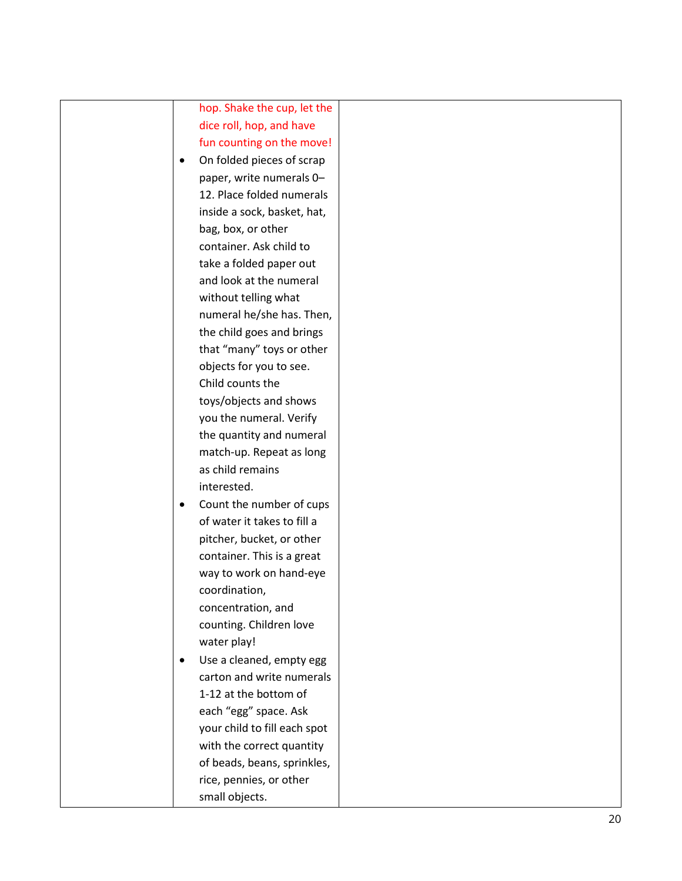| | | |
|---|---|---|
| | hop. Shake the cup, let the dice roll, hop, and have fun counting on the move!<br>• On folded pieces of scrap paper, write numerals 0–12. Place folded numerals inside a sock, basket, hat, bag, box, or other container. Ask child to take a folded paper out and look at the numeral without telling what numeral he/she has. Then, the child goes and brings that "many" toys or other objects for you to see. Child counts the toys/objects and shows you the numeral. Verify the quantity and numeral match-up. Repeat as long as child remains interested.<br>• Count the number of cups of water it takes to fill a pitcher, bucket, or other container. This is a great way to work on hand-eye coordination, concentration, and counting. Children love water play!<br>• Use a cleaned, empty egg carton and write numerals 1-12 at the bottom of each "egg" space. Ask your child to fill each spot with the correct quantity of beads, beans, sprinkles, rice, pennies, or other small objects. | |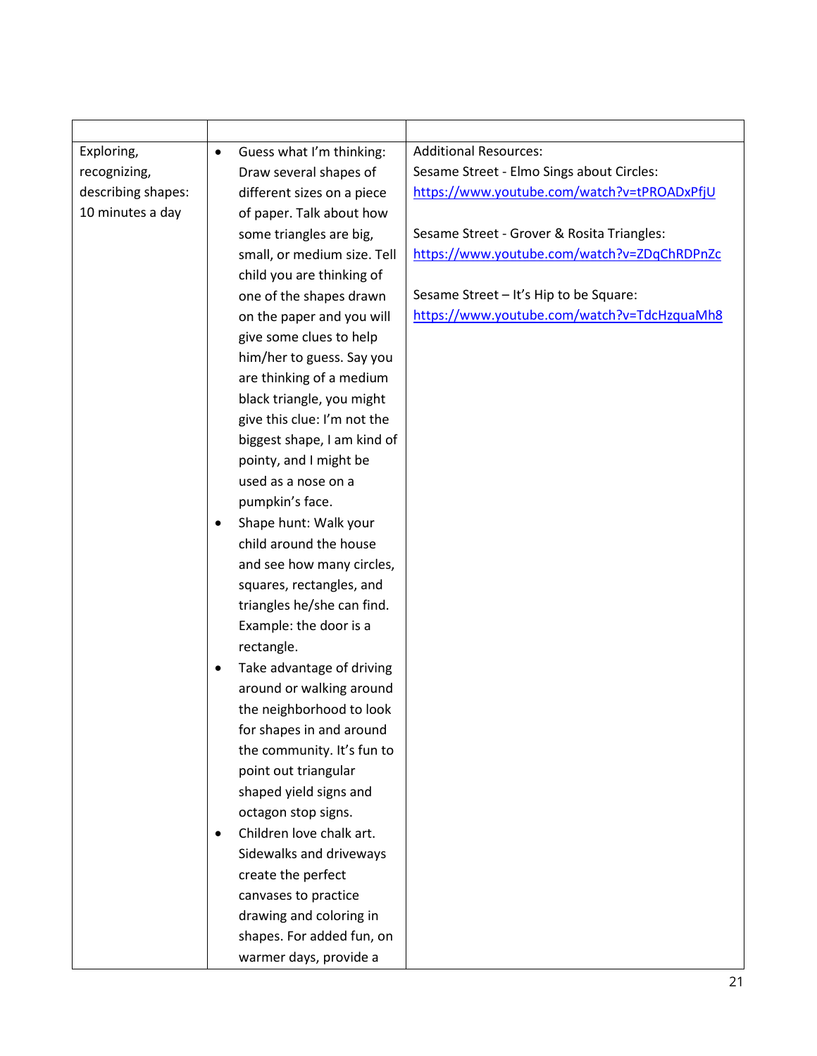| | | |
|---|---|---|
| Exploring, recognizing, describing shapes: 10 minutes a day | • Guess what I'm thinking: Draw several shapes of different sizes on a piece of paper. Talk about how some triangles are big, small, or medium size. Tell child you are thinking of one of the shapes drawn on the paper and you will give some clues to help him/her to guess. Say you are thinking of a medium black triangle, you might give this clue: I'm not the biggest shape, I am kind of pointy, and I might be used as a nose on a pumpkin's face.<br>• Shape hunt: Walk your child around the house and see how many circles, squares, rectangles, and triangles he/she can find. Example: the door is a rectangle.<br>• Take advantage of driving around or walking around the neighborhood to look for shapes in and around the community. It's fun to point out triangular shaped yield signs and octagon stop signs.<br>• Children love chalk art. Sidewalks and driveways create the perfect canvases to practice drawing and coloring in shapes. For added fun, on warmer days, provide a | Additional Resources:<br>Sesame Street - Elmo Sings about Circles:<br>https://www.youtube.com/watch?v=tPROADxPfjU<br><br>Sesame Street - Grover & Rosita Triangles:<br>https://www.youtube.com/watch?v=ZDqChRDPnZc<br><br>Sesame Street – It's Hip to be Square:<br>https://www.youtube.com/watch?v=TdcHzquaMh8 |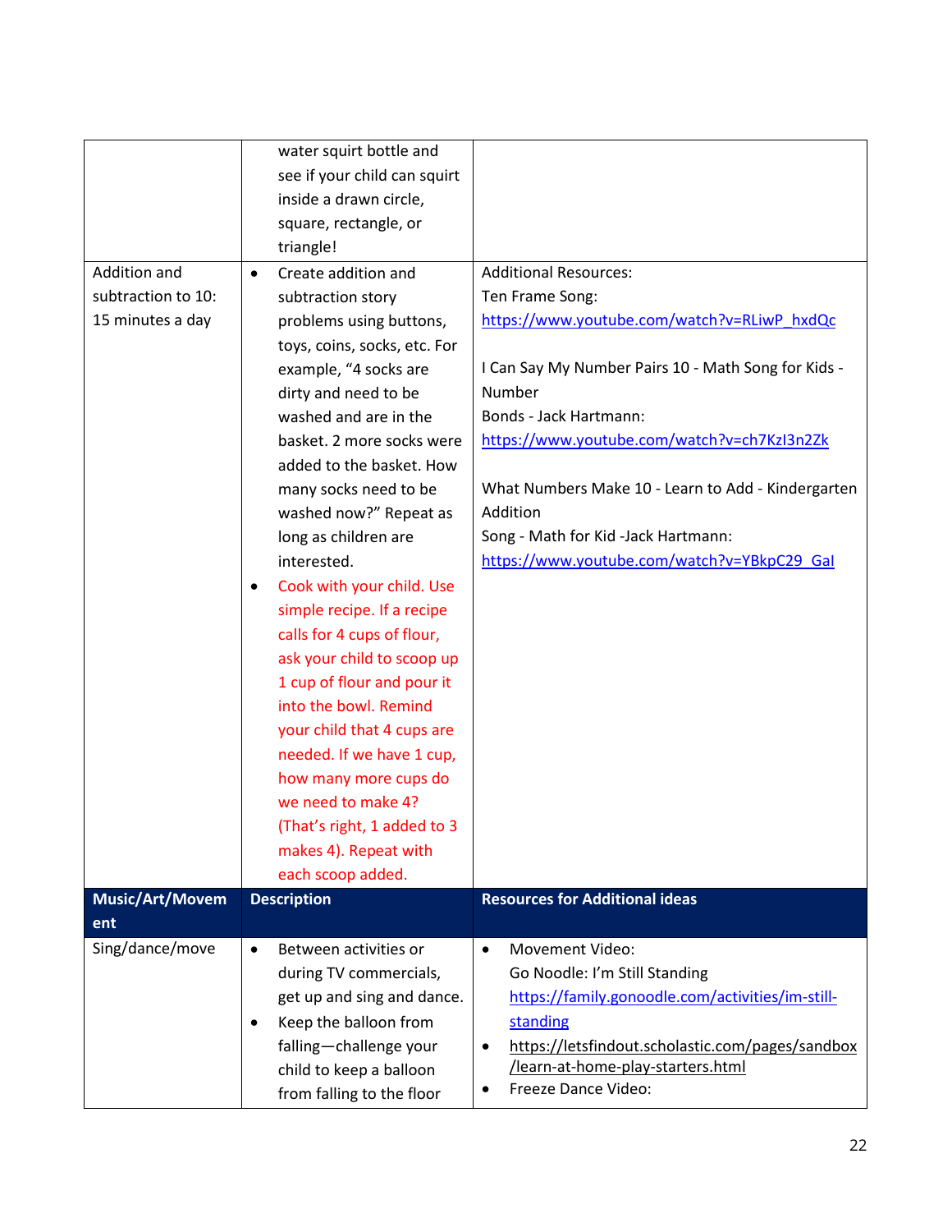| | | |
|---|---|---|
| | water squirt bottle and see if your child can squirt inside a drawn circle, square, rectangle, or triangle! | |
| Addition and subtraction to 10: 15 minutes a day | • Create addition and subtraction story problems using buttons, toys, coins, socks, etc. For example, "4 socks are dirty and need to be washed and are in the basket. 2 more socks were added to the basket. How many socks need to be washed now?" Repeat as long as children are interested.<br>• Cook with your child. Use simple recipe. If a recipe calls for 4 cups of flour, ask your child to scoop up 1 cup of flour and pour it into the bowl. Remind your child that 4 cups are needed. If we have 1 cup, how many more cups do we need to make 4? (That's right, 1 added to 3 makes 4). Repeat with each scoop added. | Additional Resources:<br>Ten Frame Song:<br>https://www.youtube.com/watch?v=RLiwP_hxdQc<br><br>I Can Say My Number Pairs 10 - Math Song for Kids - Number Bonds - Jack Hartmann:<br>https://www.youtube.com/watch?v=ch7KzI3n2Zk<br><br>What Numbers Make 10 - Learn to Add - Kindergarten Addition Song - Math for Kid -Jack Hartmann:<br>https://www.youtube.com/watch?v=YBkpC29_GaI |
| **Music/Art/Movement** | **Description** | **Resources for Additional ideas** |
| Sing/dance/move | • Between activities or during TV commercials, get up and sing and dance.<br>• Keep the balloon from falling—challenge your child to keep a balloon from falling to the floor | • Movement Video: Go Noodle: I'm Still Standing https://family.gonoodle.com/activities/im-still-standing<br>• https://letsfindout.scholastic.com/pages/sandbox/learn-at-home-play-starters.html<br>• Freeze Dance Video: |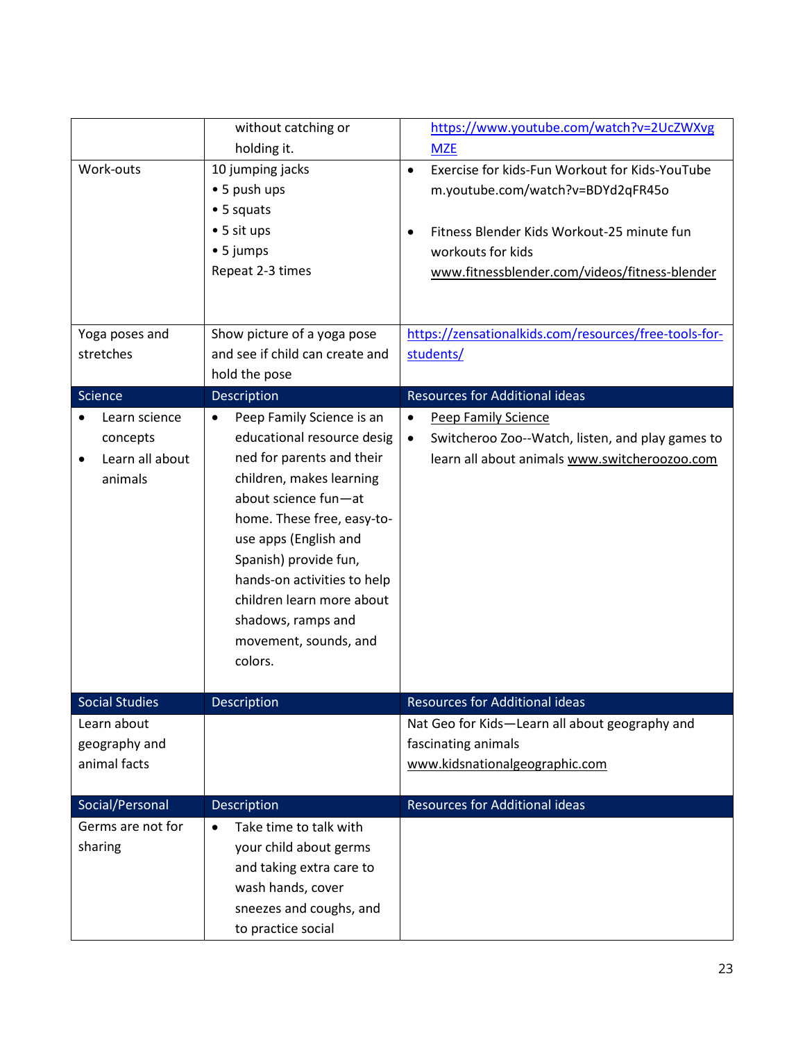| | | |
|---|---|---|
| | without catching or holding it. | https://www.youtube.com/watch?v=2UcZWXvgMZE |
| Work-outs | 10 jumping jacks<br>• 5 push ups<br>• 5 squats<br>• 5 sit ups<br>• 5 jumps<br>Repeat 2-3 times | • Exercise for kids-Fun Workout for Kids-YouTube m.youtube.com/watch?v=BDYd2qFR45o<br><br>• Fitness Blender Kids Workout-25 minute fun workouts for kids www.fitnessblender.com/videos/fitness-blender |
| Yoga poses and stretches | Show picture of a yoga pose and see if child can create and hold the pose | https://zensationalkids.com/resources/free-tools-for-students/ |
| **Science** | **Description** | **Resources for Additional ideas** |
| • Learn science concepts<br>• Learn all about animals | • Peep Family Science is an educational resource designed for parents and their children, makes learning about science fun—at home. These free, easy-to-use apps (English and Spanish) provide fun, hands-on activities to help children learn more about shadows, ramps and movement, sounds, and colors. | • Peep Family Science<br>• Switcheroo Zoo--Watch, listen, and play games to learn all about animals www.switcheroozoo.com |
| **Social Studies** | **Description** | **Resources for Additional ideas** |
| Learn about geography and animal facts | | Nat Geo for Kids—Learn all about geography and fascinating animals www.kidsnationalgeographic.com |
| **Social/Personal** | **Description** | **Resources for Additional ideas** |
| Germs are not for sharing | • Take time to talk with your child about germs and taking extra care to wash hands, cover sneezes and coughs, and to practice social | |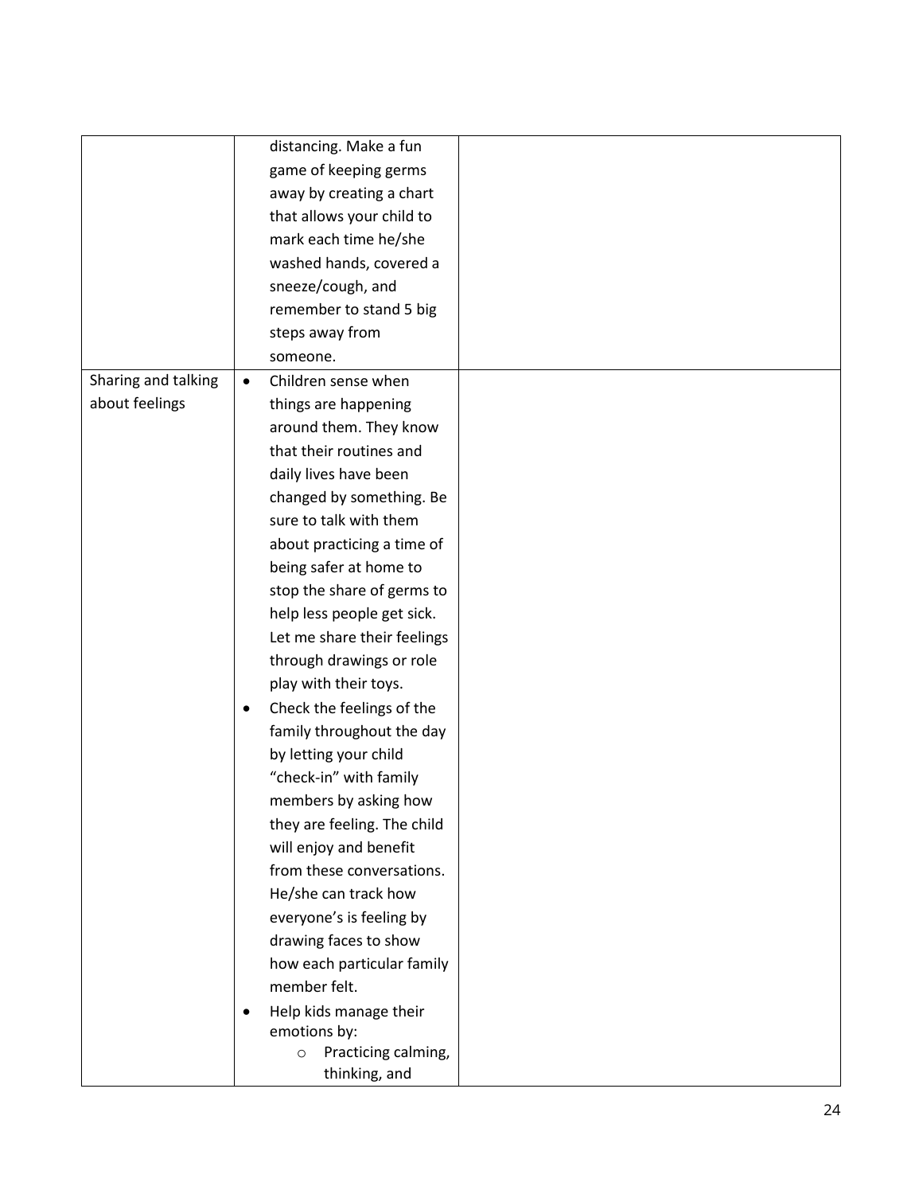| | | |
|---|---|---|
| | distancing. Make a fun game of keeping germs away by creating a chart that allows your child to mark each time he/she washed hands, covered a sneeze/cough, and remember to stand 5 big steps away from someone. | |
| Sharing and talking about feelings | • Children sense when things are happening around them. They know that their routines and daily lives have been changed by something. Be sure to talk with them about practicing a time of being safer at home to stop the share of germs to help less people get sick. Let me share their feelings through drawings or role play with their toys.<br>• Check the feelings of the family throughout the day by letting your child "check-in" with family members by asking how they are feeling. The child will enjoy and benefit from these conversations. He/she can track how everyone's is feeling by drawing faces to show how each particular family member felt.<br>• Help kids manage their emotions by:<br>&nbsp;&nbsp;&nbsp;&nbsp;○ Practicing calming, thinking, and | |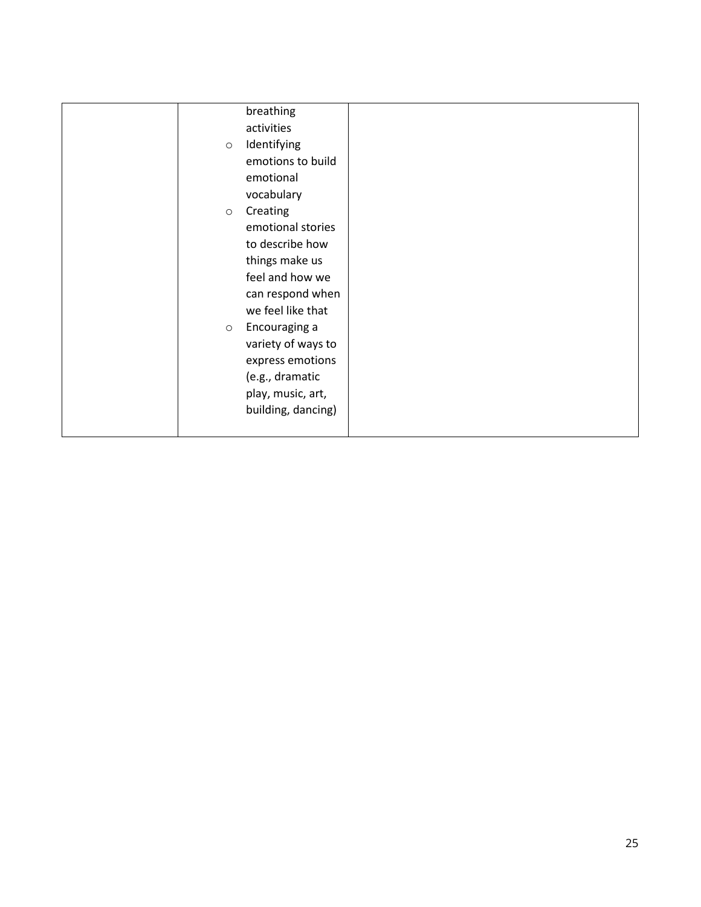| | | |
|---|---|---|
| | breathing activities<br>○ Identifying emotions to build emotional vocabulary<br>○ Creating emotional stories to describe how things make us feel and how we can respond when we feel like that<br>○ Encouraging a variety of ways to express emotions (e.g., dramatic play, music, art, building, dancing) | |